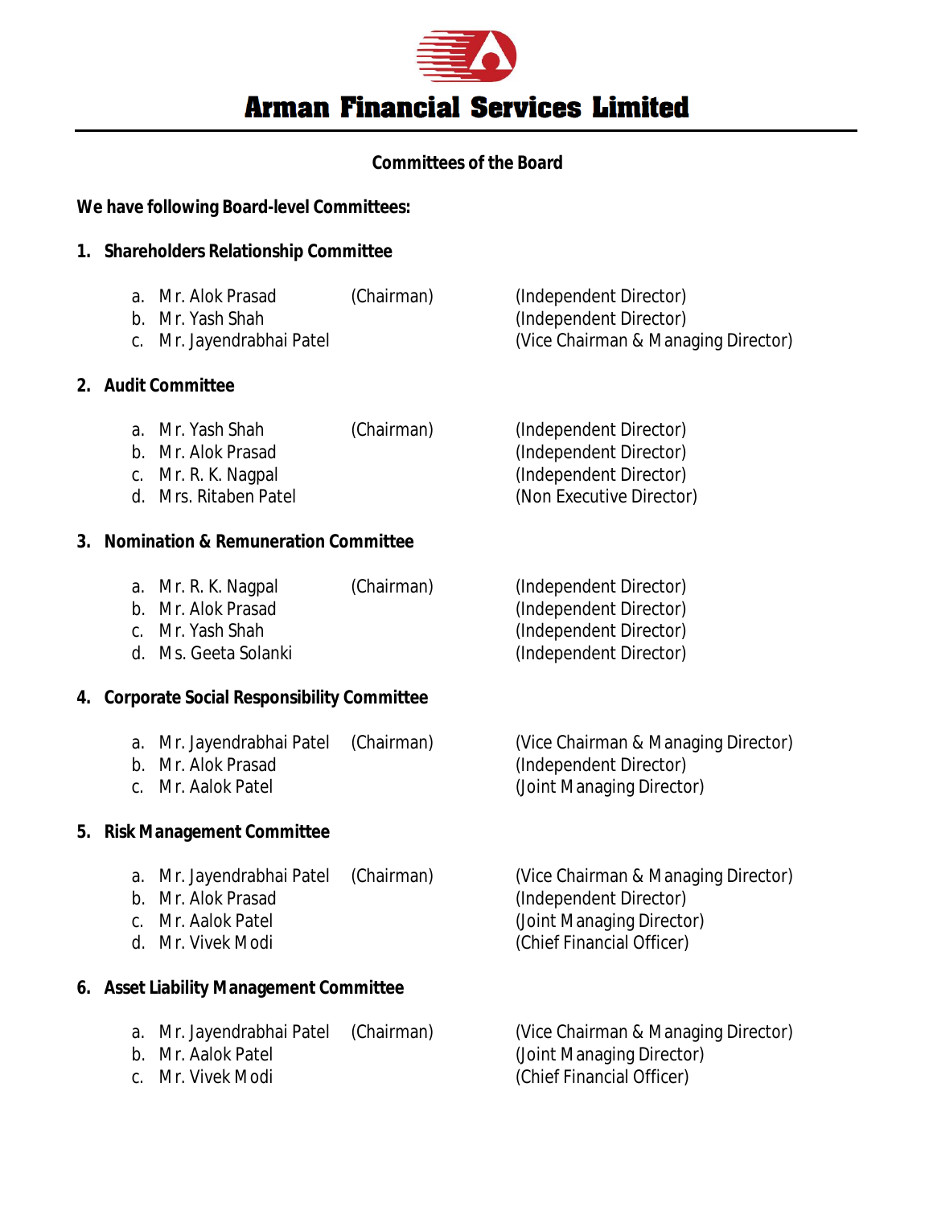# Arman Financial Services Limited

## Committees of the Board

**We have following Board-level Committees:**

### 1. Shareholders Relationship Committee

a. Mr. Alok Prasad (Chairman) (Independent Director)
b. Mr. Yash Shah (Independent Director)
c. Mr. Jayendrabhai Patel (Vice Chairman & Managing Director)

### 2. Audit Committee

a. Mr. Yash Shah (Chairman) (Independent Director)
b. Mr. Alok Prasad (Independent Director)
c. Mr. R. K. Nagpal (Independent Director)
d. Mrs. Ritaben Patel (Non Executive Director)

### 3. Nomination & Remuneration Committee

a. Mr. R. K. Nagpal (Chairman) (Independent Director)
b. Mr. Alok Prasad (Independent Director)
c. Mr. Yash Shah (Independent Director)
d. Ms. Geeta Solanki (Independent Director)

### 4. Corporate Social Responsibility Committee

a. Mr. Jayendrabhai Patel (Chairman) (Vice Chairman & Managing Director)
b. Mr. Alok Prasad (Independent Director)
c. Mr. Aalok Patel (Joint Managing Director)

### 5. Risk Management Committee

a. Mr. Jayendrabhai Patel (Chairman) (Vice Chairman & Managing Director)
b. Mr. Alok Prasad (Independent Director)
c. Mr. Aalok Patel (Joint Managing Director)
d. Mr. Vivek Modi (Chief Financial Officer)

### 6. Asset Liability Management Committee

a. Mr. Jayendrabhai Patel (Chairman) (Vice Chairman & Managing Director)
b. Mr. Aalok Patel (Joint Managing Director)
c. Mr. Vivek Modi (Chief Financial Officer)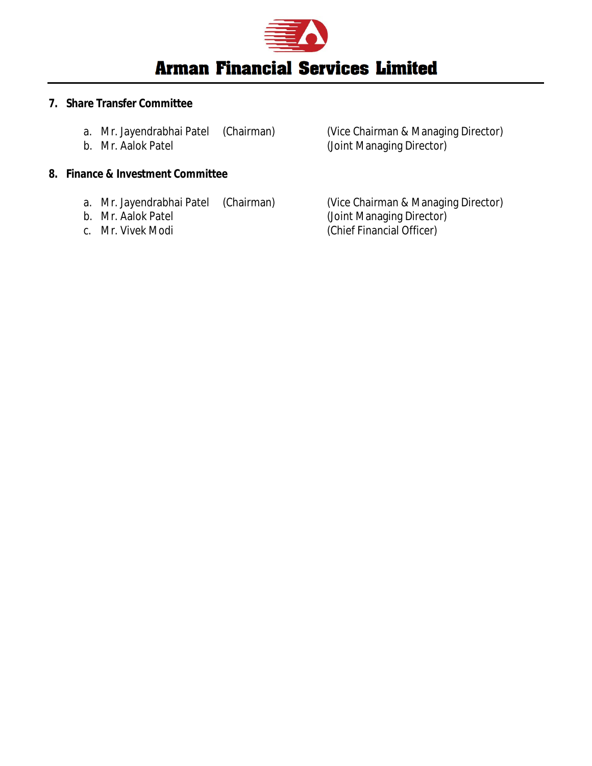**7. Share Transfer Committee**

a. Mr. Jayendrabhai Patel (Chairman) (Vice Chairman & Managing Director)
b. Mr. Aalok Patel (Joint Managing Director)

**8. Finance & Investment Committee**

a. Mr. Jayendrabhai Patel (Chairman) (Vice Chairman & Managing Director)
b. Mr. Aalok Patel (Joint Managing Director)
c. Mr. Vivek Modi (Chief Financial Officer)